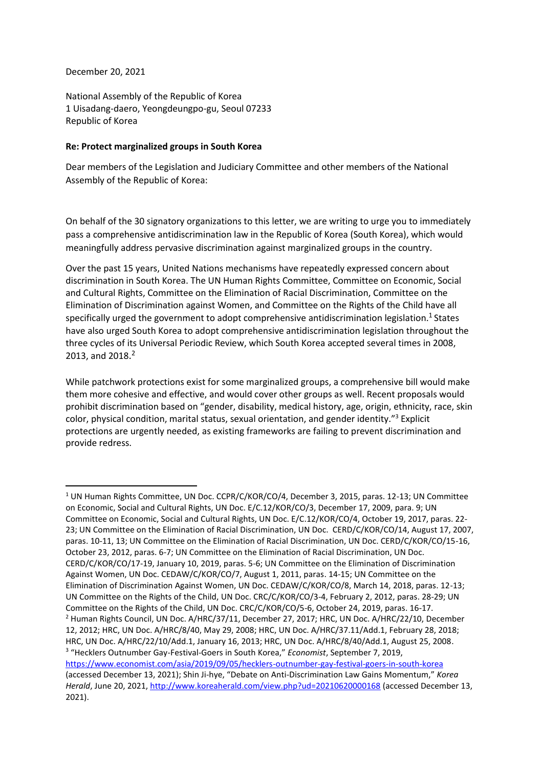December 20, 2021

National Assembly of the Republic of Korea
1 Uisadang-daero, Yeongdeungpo-gu, Seoul 07233
Republic of Korea

**Re: Protect marginalized groups in South Korea**

Dear members of the Legislation and Judiciary Committee and other members of the National Assembly of the Republic of Korea:

On behalf of the 30 signatory organizations to this letter, we are writing to urge you to immediately pass a comprehensive antidiscrimination law in the Republic of Korea (South Korea), which would meaningfully address pervasive discrimination against marginalized groups in the country.

Over the past 15 years, United Nations mechanisms have repeatedly expressed concern about discrimination in South Korea. The UN Human Rights Committee, Committee on Economic, Social and Cultural Rights, Committee on the Elimination of Racial Discrimination, Committee on the Elimination of Discrimination against Women, and Committee on the Rights of the Child have all specifically urged the government to adopt comprehensive antidiscrimination legislation.[1] States have also urged South Korea to adopt comprehensive antidiscrimination legislation throughout the three cycles of its Universal Periodic Review, which South Korea accepted several times in 2008, 2013, and 2018.[2]

While patchwork protections exist for some marginalized groups, a comprehensive bill would make them more cohesive and effective, and would cover other groups as well. Recent proposals would prohibit discrimination based on "gender, disability, medical history, age, origin, ethnicity, race, skin color, physical condition, marital status, sexual orientation, and gender identity."[3] Explicit protections are urgently needed, as existing frameworks are failing to prevent discrimination and provide redress.

---

[1] UN Human Rights Committee, UN Doc. CCPR/C/KOR/CO/4, December 3, 2015, paras. 12-13; UN Committee on Economic, Social and Cultural Rights, UN Doc. E/C.12/KOR/CO/3, December 17, 2009, para. 9; UN Committee on Economic, Social and Cultural Rights, UN Doc. E/C.12/KOR/CO/4, October 19, 2017, paras. 22-23; UN Committee on the Elimination of Racial Discrimination, UN Doc. CERD/C/KOR/CO/14, August 17, 2007, paras. 10-11, 13; UN Committee on the Elimination of Racial Discrimination, UN Doc. CERD/C/KOR/CO/15-16, October 23, 2012, paras. 6-7; UN Committee on the Elimination of Racial Discrimination, UN Doc. CERD/C/KOR/CO/17-19, January 10, 2019, paras. 5-6; UN Committee on the Elimination of Discrimination Against Women, UN Doc. CEDAW/C/KOR/CO/7, August 1, 2011, paras. 14-15; UN Committee on the Elimination of Discrimination Against Women, UN Doc. CEDAW/C/KOR/CO/8, March 14, 2018, paras. 12-13; UN Committee on the Rights of the Child, UN Doc. CRC/C/KOR/CO/3-4, February 2, 2012, paras. 28-29; UN Committee on the Rights of the Child, UN Doc. CRC/C/KOR/CO/5-6, October 24, 2019, paras. 16-17.

[2] Human Rights Council, UN Doc. A/HRC/37/11, December 27, 2017; HRC, UN Doc. A/HRC/22/10, December 12, 2012; HRC, UN Doc. A/HRC/8/40, May 29, 2008; HRC, UN Doc. A/HRC/37.11/Add.1, February 28, 2018; HRC, UN Doc. A/HRC/22/10/Add.1, January 16, 2013; HRC, UN Doc. A/HRC/8/40/Add.1, August 25, 2008.

[3] "Hecklers Outnumber Gay-Festival-Goers in South Korea," *Economist*, September 7, 2019, https://www.economist.com/asia/2019/09/05/hecklers-outnumber-gay-festival-goers-in-south-korea (accessed December 13, 2021); Shin Ji-hye, "Debate on Anti-Discrimination Law Gains Momentum," *Korea Herald*, June 20, 2021, http://www.koreaherald.com/view.php?ud=20210620000168 (accessed December 13, 2021).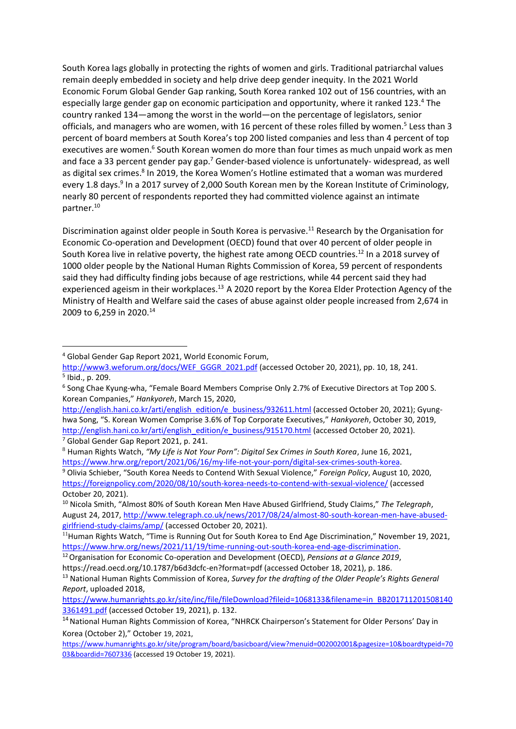South Korea lags globally in protecting the rights of women and girls. Traditional patriarchal values remain deeply embedded in society and help drive deep gender inequity. In the 2021 World Economic Forum Global Gender Gap ranking, South Korea ranked 102 out of 156 countries, with an especially large gender gap on economic participation and opportunity, where it ranked 123.[4] The country ranked 134—among the worst in the world—on the percentage of legislators, senior officials, and managers who are women, with 16 percent of these roles filled by women.[5] Less than 3 percent of board members at South Korea's top 200 listed companies and less than 4 percent of top executives are women.[6] South Korean women do more than four times as much unpaid work as men and face a 33 percent gender pay gap.[7] Gender-based violence is unfortunately- widespread, as well as digital sex crimes.[8] In 2019, the Korea Women's Hotline estimated that a woman was murdered every 1.8 days.[9] In a 2017 survey of 2,000 South Korean men by the Korean Institute of Criminology, nearly 80 percent of respondents reported they had committed violence against an intimate partner.[10]

Discrimination against older people in South Korea is pervasive.[11] Research by the Organisation for Economic Co-operation and Development (OECD) found that over 40 percent of older people in South Korea live in relative poverty, the highest rate among OECD countries.[12] In a 2018 survey of 1000 older people by the National Human Rights Commission of Korea, 59 percent of respondents said they had difficulty finding jobs because of age restrictions, while 44 percent said they had experienced ageism in their workplaces.[13] A 2020 report by the Korea Elder Protection Agency of the Ministry of Health and Welfare said the cases of abuse against older people increased from 2,674 in 2009 to 6,259 in 2020.[14]

---

[4] Global Gender Gap Report 2021, World Economic Forum, http://www3.weforum.org/docs/WEF_GGGR_2021.pdf (accessed October 20, 2021), pp. 10, 18, 241.

[5] Ibid., p. 209.

[6] Song Chae Kyung-wha, "Female Board Members Comprise Only 2.7% of Executive Directors at Top 200 S. Korean Companies," *Hankyoreh*, March 15, 2020, http://english.hani.co.kr/arti/english_edition/e_business/932611.html (accessed October 20, 2021); Gyung-hwa Song, "S. Korean Women Comprise 3.6% of Top Corporate Executives," *Hankyoreh*, October 30, 2019, http://english.hani.co.kr/arti/english_edition/e_business/915170.html (accessed October 20, 2021).

[7] Global Gender Gap Report 2021, p. 241.

[8] Human Rights Watch, *"My Life is Not Your Porn": Digital Sex Crimes in South Korea*, June 16, 2021, https://www.hrw.org/report/2021/06/16/my-life-not-your-porn/digital-sex-crimes-south-korea.

[9] Olivia Schieber, "South Korea Needs to Contend With Sexual Violence," *Foreign Policy*, August 10, 2020, https://foreignpolicy.com/2020/08/10/south-korea-needs-to-contend-with-sexual-violence/ (accessed October 20, 2021).

[10] Nicola Smith, "Almost 80% of South Korean Men Have Abused Girlfriend, Study Claims," *The Telegraph*, August 24, 2017, http://www.telegraph.co.uk/news/2017/08/24/almost-80-south-korean-men-have-abused-girlfriend-study-claims/amp/ (accessed October 20, 2021).

[11] Human Rights Watch, "Time is Running Out for South Korea to End Age Discrimination," November 19, 2021, https://www.hrw.org/news/2021/11/19/time-running-out-south-korea-end-age-discrimination.

[12] Organisation for Economic Co-operation and Development (OECD), *Pensions at a Glance 2019*, https://read.oecd.org/10.1787/b6d3dcfc-en?format=pdf (accessed October 18, 2021), p. 186.

[13] National Human Rights Commission of Korea, *Survey for the drafting of the Older People's Rights General Report*, uploaded 2018, https://www.humanrights.go.kr/site/inc/file/fileDownload?fileid=1068133&filename=in_BB2017112015081403361491.pdf (accessed October 19, 2021), p. 132.

[14] National Human Rights Commission of Korea, "NHRCK Chairperson's Statement for Older Persons' Day in Korea (October 2)," October 19, 2021, https://www.humanrights.go.kr/site/program/board/basicboard/view?menuid=002002001&pagesize=10&boardtypeid=7003&boardid=7607336 (accessed 19 October 19, 2021).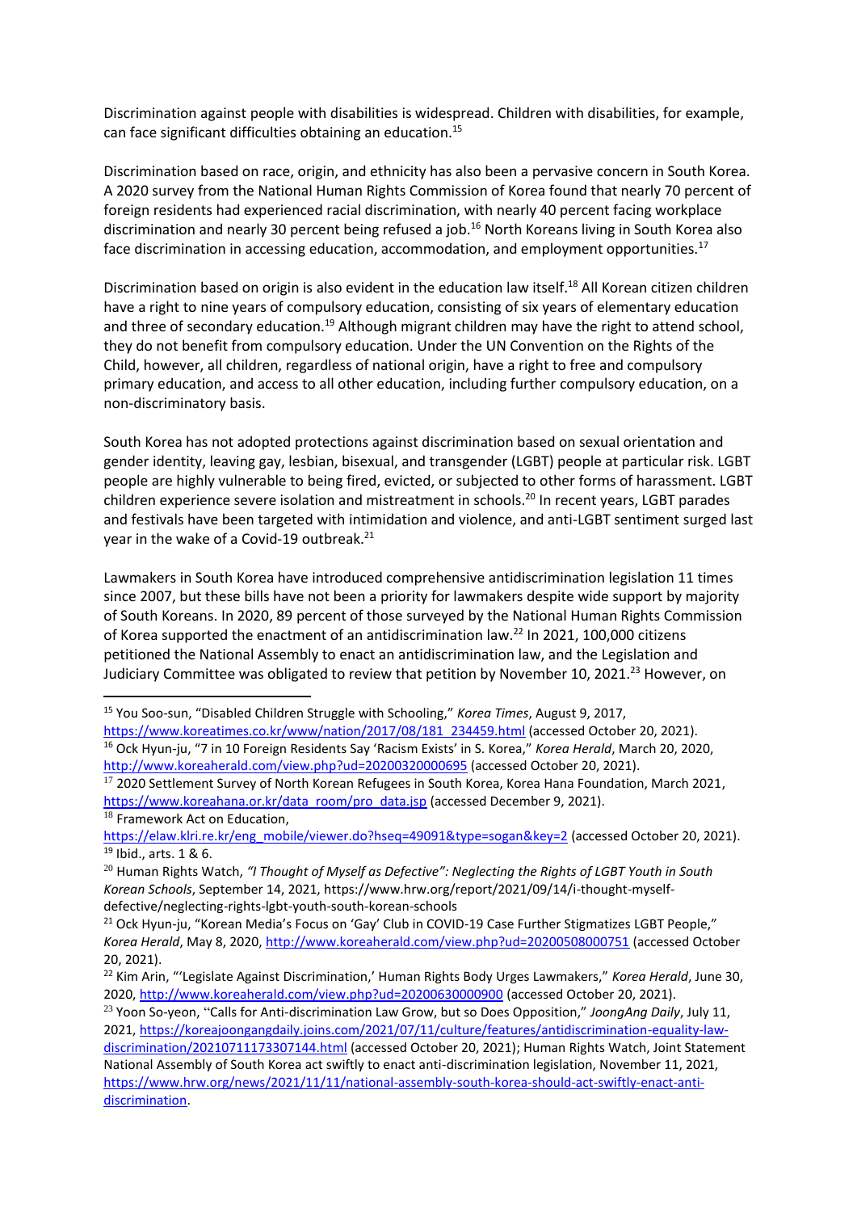Discrimination against people with disabilities is widespread. Children with disabilities, for example, can face significant difficulties obtaining an education.[15]

Discrimination based on race, origin, and ethnicity has also been a pervasive concern in South Korea. A 2020 survey from the National Human Rights Commission of Korea found that nearly 70 percent of foreign residents had experienced racial discrimination, with nearly 40 percent facing workplace discrimination and nearly 30 percent being refused a job.[16] North Koreans living in South Korea also face discrimination in accessing education, accommodation, and employment opportunities.[17]

Discrimination based on origin is also evident in the education law itself.[18] All Korean citizen children have a right to nine years of compulsory education, consisting of six years of elementary education and three of secondary education.[19] Although migrant children may have the right to attend school, they do not benefit from compulsory education. Under the UN Convention on the Rights of the Child, however, all children, regardless of national origin, have a right to free and compulsory primary education, and access to all other education, including further compulsory education, on a non-discriminatory basis.

South Korea has not adopted protections against discrimination based on sexual orientation and gender identity, leaving gay, lesbian, bisexual, and transgender (LGBT) people at particular risk. LGBT people are highly vulnerable to being fired, evicted, or subjected to other forms of harassment. LGBT children experience severe isolation and mistreatment in schools.[20] In recent years, LGBT parades and festivals have been targeted with intimidation and violence, and anti-LGBT sentiment surged last year in the wake of a Covid-19 outbreak.[21]

Lawmakers in South Korea have introduced comprehensive antidiscrimination legislation 11 times since 2007, but these bills have not been a priority for lawmakers despite wide support by majority of South Koreans. In 2020, 89 percent of those surveyed by the National Human Rights Commission of Korea supported the enactment of an antidiscrimination law.[22] In 2021, 100,000 citizens petitioned the National Assembly to enact an antidiscrimination law, and the Legislation and Judiciary Committee was obligated to review that petition by November 10, 2021.[23] However, on

---

[15] You Soo-sun, "Disabled Children Struggle with Schooling," *Korea Times*, August 9, 2017, https://www.koreatimes.co.kr/www/nation/2017/08/181_234459.html (accessed October 20, 2021).

[16] Ock Hyun-ju, "7 in 10 Foreign Residents Say 'Racism Exists' in S. Korea," *Korea Herald*, March 20, 2020, http://www.koreaherald.com/view.php?ud=20200320000695 (accessed October 20, 2021).

[17] 2020 Settlement Survey of North Korean Refugees in South Korea, Korea Hana Foundation, March 2021, https://www.koreahana.or.kr/data_room/pro_data.jsp (accessed December 9, 2021).

[18] Framework Act on Education, https://elaw.klri.re.kr/eng_mobile/viewer.do?hseq=49091&type=sogan&key=2 (accessed October 20, 2021).

[19] Ibid., arts. 1 & 6.

[20] Human Rights Watch, *"I Thought of Myself as Defective": Neglecting the Rights of LGBT Youth in South Korean Schools*, September 14, 2021, https://www.hrw.org/report/2021/09/14/i-thought-myself-defective/neglecting-rights-lgbt-youth-south-korean-schools

[21] Ock Hyun-ju, "Korean Media's Focus on 'Gay' Club in COVID-19 Case Further Stigmatizes LGBT People," *Korea Herald*, May 8, 2020, http://www.koreaherald.com/view.php?ud=20200508000751 (accessed October 20, 2021).

[22] Kim Arin, "'Legislate Against Discrimination,' Human Rights Body Urges Lawmakers," *Korea Herald*, June 30, 2020, http://www.koreaherald.com/view.php?ud=20200630000900 (accessed October 20, 2021).

[23] Yoon So-yeon, "Calls for Anti-discrimination Law Grow, but so Does Opposition," *JoongAng Daily*, July 11, 2021, https://koreajoongangdaily.joins.com/2021/07/11/culture/features/antidiscrimination-equality-law-discrimination/20210711173307144.html (accessed October 20, 2021); Human Rights Watch, Joint Statement National Assembly of South Korea act swiftly to enact anti-discrimination legislation, November 11, 2021, https://www.hrw.org/news/2021/11/11/national-assembly-south-korea-should-act-swiftly-enact-anti-discrimination.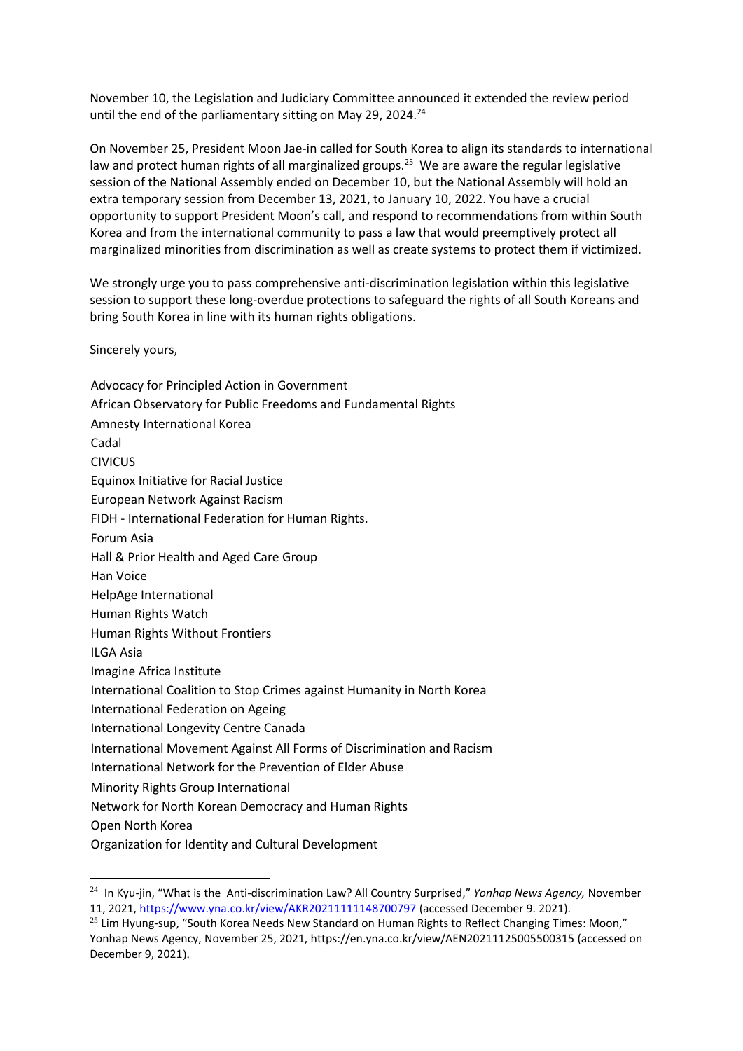November 10, the Legislation and Judiciary Committee announced it extended the review period until the end of the parliamentary sitting on May 29, 2024.[24]

On November 25, President Moon Jae-in called for South Korea to align its standards to international law and protect human rights of all marginalized groups.[25] We are aware the regular legislative session of the National Assembly ended on December 10, but the National Assembly will hold an extra temporary session from December 13, 2021, to January 10, 2022. You have a crucial opportunity to support President Moon's call, and respond to recommendations from within South Korea and from the international community to pass a law that would preemptively protect all marginalized minorities from discrimination as well as create systems to protect them if victimized.

We strongly urge you to pass comprehensive anti-discrimination legislation within this legislative session to support these long-overdue protections to safeguard the rights of all South Koreans and bring South Korea in line with its human rights obligations.

Sincerely yours,

Advocacy for Principled Action in Government
African Observatory for Public Freedoms and Fundamental Rights
Amnesty International Korea
Cadal
CIVICUS
Equinox Initiative for Racial Justice
European Network Against Racism
FIDH - International Federation for Human Rights.
Forum Asia
Hall & Prior Health and Aged Care Group
Han Voice
HelpAge International
Human Rights Watch
Human Rights Without Frontiers
ILGA Asia
Imagine Africa Institute
International Coalition to Stop Crimes against Humanity in North Korea
International Federation on Ageing
International Longevity Centre Canada
International Movement Against All Forms of Discrimination and Racism
International Network for the Prevention of Elder Abuse
Minority Rights Group International
Network for North Korean Democracy and Human Rights
Open North Korea
Organization for Identity and Cultural Development

---

[24] In Kyu-jin, "What is the Anti-discrimination Law? All Country Surprised," *Yonhap News Agency,* November 11, 2021, https://www.yna.co.kr/view/AKR20211111148700797 (accessed December 9. 2021).

[25] Lim Hyung-sup, "South Korea Needs New Standard on Human Rights to Reflect Changing Times: Moon," Yonhap News Agency, November 25, 2021, https://en.yna.co.kr/view/AEN20211125005500315 (accessed on December 9, 2021).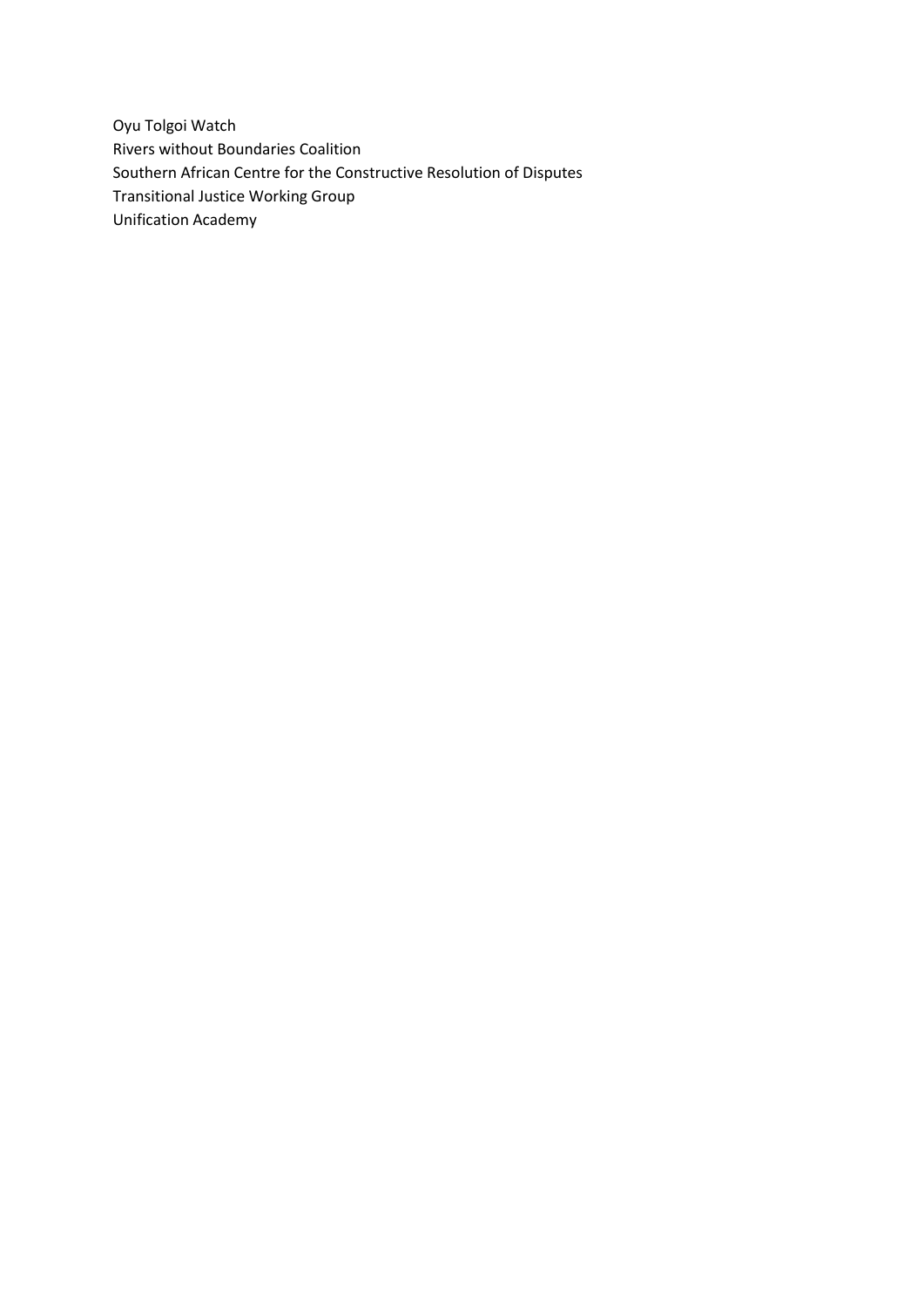Oyu Tolgoi Watch
Rivers without Boundaries Coalition
Southern African Centre for the Constructive Resolution of Disputes
Transitional Justice Working Group
Unification Academy